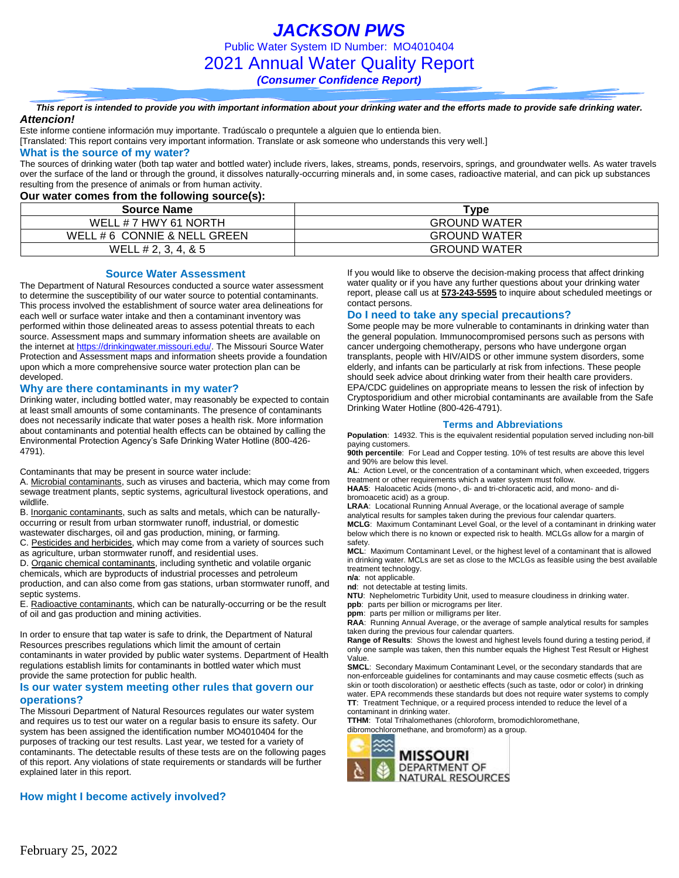# JACKSON PWS

Public Water System ID Number: MO4010404

## 2021 Annual Water Quality Report

***(Consumer Confidence Report)***

***This report is intended to provide you with important information about your drinking water and the efforts made to provide safe drinking water.***

***Attencion!***

Este informe contiene información muy importante. Tradúscalo o prequntele a alguien que lo entienda bien.
[Translated: This report contains very important information. Translate or ask someone who understands this very well.]

### What is the source of my water?

The sources of drinking water (both tap water and bottled water) include rivers, lakes, streams, ponds, reservoirs, springs, and groundwater wells. As water travels over the surface of the land or through the ground, it dissolves naturally-occurring minerals and, in some cases, radioactive material, and can pick up substances resulting from the presence of animals or from human activity.

**Our water comes from the following source(s):**

| Source Name | Type |
|---|---|
| WELL # 7 HWY 61 NORTH | GROUND WATER |
| WELL # 6 CONNIE & NELL GREEN | GROUND WATER |
| WELL # 2, 3, 4, & 5 | GROUND WATER |

### Source Water Assessment

The Department of Natural Resources conducted a source water assessment to determine the susceptibility of our water source to potential contaminants. This process involved the establishment of source water area delineations for each well or surface water intake and then a contaminant inventory was performed within those delineated areas to assess potential threats to each source. Assessment maps and summary information sheets are available on the internet at https://drinkingwater.missouri.edu/. The Missouri Source Water Protection and Assessment maps and information sheets provide a foundation upon which a more comprehensive source water protection plan can be developed.

### Why are there contaminants in my water?

Drinking water, including bottled water, may reasonably be expected to contain at least small amounts of some contaminants. The presence of contaminants does not necessarily indicate that water poses a health risk. More information about contaminants and potential health effects can be obtained by calling the Environmental Protection Agency's Safe Drinking Water Hotline (800-426-4791).

Contaminants that may be present in source water include:

A. Microbial contaminants, such as viruses and bacteria, which may come from sewage treatment plants, septic systems, agricultural livestock operations, and wildlife.
B. Inorganic contaminants, such as salts and metals, which can be naturally-occurring or result from urban stormwater runoff, industrial, or domestic wastewater discharges, oil and gas production, mining, or farming.
C. Pesticides and herbicides, which may come from a variety of sources such as agriculture, urban stormwater runoff, and residential uses.
D. Organic chemical contaminants, including synthetic and volatile organic chemicals, which are byproducts of industrial processes and petroleum production, and can also come from gas stations, urban stormwater runoff, and septic systems.
E. Radioactive contaminants, which can be naturally-occurring or be the result of oil and gas production and mining activities.

In order to ensure that tap water is safe to drink, the Department of Natural Resources prescribes regulations which limit the amount of certain contaminants in water provided by public water systems. Department of Health regulations establish limits for contaminants in bottled water which must provide the same protection for public health.

### Is our water system meeting other rules that govern our operations?

The Missouri Department of Natural Resources regulates our water system and requires us to test our water on a regular basis to ensure its safety. Our system has been assigned the identification number MO4010404 for the purposes of tracking our test results. Last year, we tested for a variety of contaminants. The detectable results of these tests are on the following pages of this report. Any violations of state requirements or standards will be further explained later in this report.

### How might I become actively involved?

If you would like to observe the decision-making process that affect drinking water quality or if you have any further questions about your drinking water report, please call us at **573-243-5595** to inquire about scheduled meetings or contact persons.

### Do I need to take any special precautions?

Some people may be more vulnerable to contaminants in drinking water than the general population. Immunocompromised persons such as persons with cancer undergoing chemotherapy, persons who have undergone organ transplants, people with HIV/AIDS or other immune system disorders, some elderly, and infants can be particularly at risk from infections. These people should seek advice about drinking water from their health care providers. EPA/CDC guidelines on appropriate means to lessen the risk of infection by Cryptosporidium and other microbial contaminants are available from the Safe Drinking Water Hotline (800-426-4791).

### Terms and Abbreviations

**Population**: 14932. This is the equivalent residential population served including non-bill paying customers.
**90th percentile**: For Lead and Copper testing. 10% of test results are above this level and 90% are below this level.
**AL**: Action Level, or the concentration of a contaminant which, when exceeded, triggers treatment or other requirements which a water system must follow.
**HAA5**: Haloacetic Acids (mono-, di- and tri-chloracetic acid, and mono- and di-bromoacetic acid) as a group.
**LRAA**: Locational Running Annual Average, or the locational average of sample analytical results for samples taken during the previous four calendar quarters.
**MCLG**: Maximum Contaminant Level Goal, or the level of a contaminant in drinking water below which there is no known or expected risk to health. MCLGs allow for a margin of safety.
**MCL**: Maximum Contaminant Level, or the highest level of a contaminant that is allowed in drinking water. MCLs are set as close to the MCLGs as feasible using the best available treatment technology.
**n/a**: not applicable.
**nd**: not detectable at testing limits.
**NTU**: Nephelometric Turbidity Unit, used to measure cloudiness in drinking water.
**ppb**: parts per billion or micrograms per liter.
**ppm**: parts per million or milligrams per liter.
**RAA**: Running Annual Average, or the average of sample analytical results for samples taken during the previous four calendar quarters.
**Range of Results**: Shows the lowest and highest levels found during a testing period, if only one sample was taken, then this number equals the Highest Test Result or Highest Value.
**SMCL**: Secondary Maximum Contaminant Level, or the secondary standards that are non-enforceable guidelines for contaminants and may cause cosmetic effects (such as skin or tooth discoloration) or aesthetic effects (such as taste, odor or color) in drinking water. EPA recommends these standards but does not require water systems to comply
**TT**: Treatment Technique, or a required process intended to reduce the level of a contaminant in drinking water.
**TTHM**: Total Trihalomethanes (chloroform, bromodichloromethane, dibromochloromethane, and bromoform) as a group.

MISSOURI DEPARTMENT OF NATURAL RESOURCES

February 25, 2022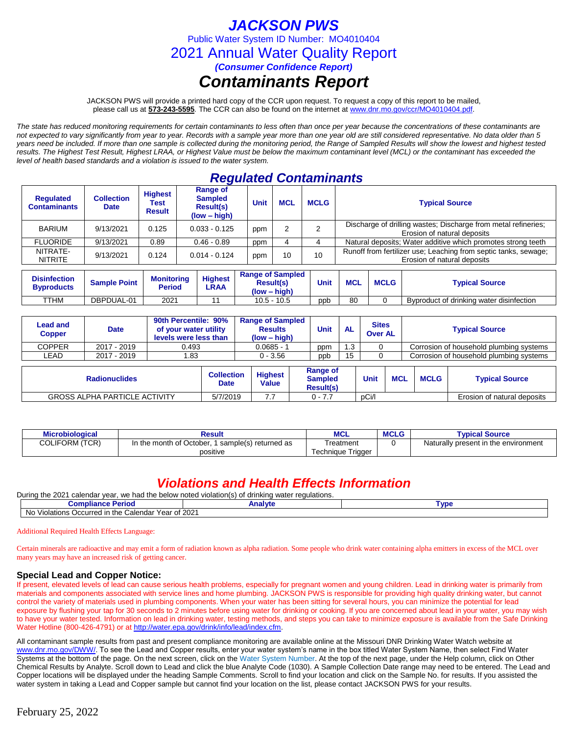# JACKSON PWS

Public Water System ID Number: MO4010404

## 2021 Annual Water Quality Report

***(Consumer Confidence Report)***

# *Contaminants Report*

JACKSON PWS will provide a printed hard copy of the CCR upon request. To request a copy of this report to be mailed, please call us at **573-243-5595**. The CCR can also be found on the internet at www.dnr.mo.gov/ccr/MO4010404.pdf.

*The state has reduced monitoring requirements for certain contaminants to less often than once per year because the concentrations of these contaminants are not expected to vary significantly from year to year. Records with a sample year more than one year old are still considered representative. No data older than 5 years need be included. If more than one sample is collected during the monitoring period, the Range of Sampled Results will show the lowest and highest tested results. The Highest Test Result, Highest LRAA, or Highest Value must be below the maximum contaminant level (MCL) or the contaminant has exceeded the level of health based standards and a violation is issued to the water system.*

## *Regulated Contaminants*

| Regulated Contaminants | Collection Date | Highest Test Result | Range of Sampled Result(s) (low – high) | Unit | MCL | MCLG | Typical Source |
|---|---|---|---|---|---|---|---|
| BARIUM | 9/13/2021 | 0.125 | 0.033 - 0.125 | ppm | 2 | 2 | Discharge of drilling wastes; Discharge from metal refineries; Erosion of natural deposits |
| FLUORIDE | 9/13/2021 | 0.89 | 0.46 - 0.89 | ppm | 4 | 4 | Natural deposits; Water additive which promotes strong teeth |
| NITRATE-NITRITE | 9/13/2021 | 0.124 | 0.014 - 0.124 | ppm | 10 | 10 | Runoff from fertilizer use; Leaching from septic tanks, sewage; Erosion of natural deposits |

| Disinfection Byproducts | Sample Point | Monitoring Period | Highest LRAA | Range of Sampled Result(s) (low – high) | Unit | MCL | MCLG | Typical Source |
|---|---|---|---|---|---|---|---|---|
| TTHM | DBPDUAL-01 | 2021 | 11 | 10.5 - 10.5 | ppb | 80 | 0 | Byproduct of drinking water disinfection |

| Lead and Copper | Date | 90th Percentile: 90% of your water utility levels were less than | Range of Sampled Results (low – high) | Unit | AL | Sites Over AL | Typical Source |
|---|---|---|---|---|---|---|---|
| COPPER | 2017 - 2019 | 0.493 | 0.0685 - 1 | ppm | 1.3 | 0 | Corrosion of household plumbing systems |
| LEAD | 2017 - 2019 | 1.83 | 0 - 3.56 | ppb | 15 | 0 | Corrosion of household plumbing systems |

| Radionuclides | Collection Date | Highest Value | Range of Sampled Result(s) | Unit | MCL | MCLG | Typical Source |
|---|---|---|---|---|---|---|---|
| GROSS ALPHA PARTICLE ACTIVITY | 5/7/2019 | 7.7 | 0 - 7.7 | pCi/l | | | Erosion of natural deposits |

| Microbiological | Result | MCL | MCLG | Typical Source |
|---|---|---|---|---|
| COLIFORM (TCR) | In the month of October, 1 sample(s) returned as positive | Treatment Technique Trigger | 0 | Naturally present in the environment |

## *Violations and Health Effects Information*

During the 2021 calendar year, we had the below noted violation(s) of drinking water regulations.

| Compliance Period | Analyte | Type |
|---|---|---|
| No Violations Occurred in the Calendar Year of 2021 | | |

Additional Required Health Effects Language:

Certain minerals are radioactive and may emit a form of radiation known as alpha radiation. Some people who drink water containing alpha emitters in excess of the MCL over many years may have an increased risk of getting cancer.

### Special Lead and Copper Notice:

If present, elevated levels of lead can cause serious health problems, especially for pregnant women and young children. Lead in drinking water is primarily from materials and components associated with service lines and home plumbing. JACKSON PWS is responsible for providing high quality drinking water, but cannot control the variety of materials used in plumbing components. When your water has been sitting for several hours, you can minimize the potential for lead exposure by flushing your tap for 30 seconds to 2 minutes before using water for drinking or cooking. If you are concerned about lead in your water, you may wish to have your water tested. Information on lead in drinking water, testing methods, and steps you can take to minimize exposure is available from the Safe Drinking Water Hotline (800-426-4791) or at http://water.epa.gov/drink/info/lead/index.cfm.

All contaminant sample results from past and present compliance monitoring are available online at the Missouri DNR Drinking Water Watch website at www.dnr.mo.gov/DWW/. To see the Lead and Copper results, enter your water system's name in the box titled Water System Name, then select Find Water Systems at the bottom of the page. On the next screen, click on the Water System Number. At the top of the next page, under the Help column, click on Other Chemical Results by Analyte. Scroll down to Lead and click the blue Analyte Code (1030). A Sample Collection Date range may need to be entered. The Lead and Copper locations will be displayed under the heading Sample Comments. Scroll to find your location and click on the Sample No. for results. If you assisted the water system in taking a Lead and Copper sample but cannot find your location on the list, please contact JACKSON PWS for your results.

February 25, 2022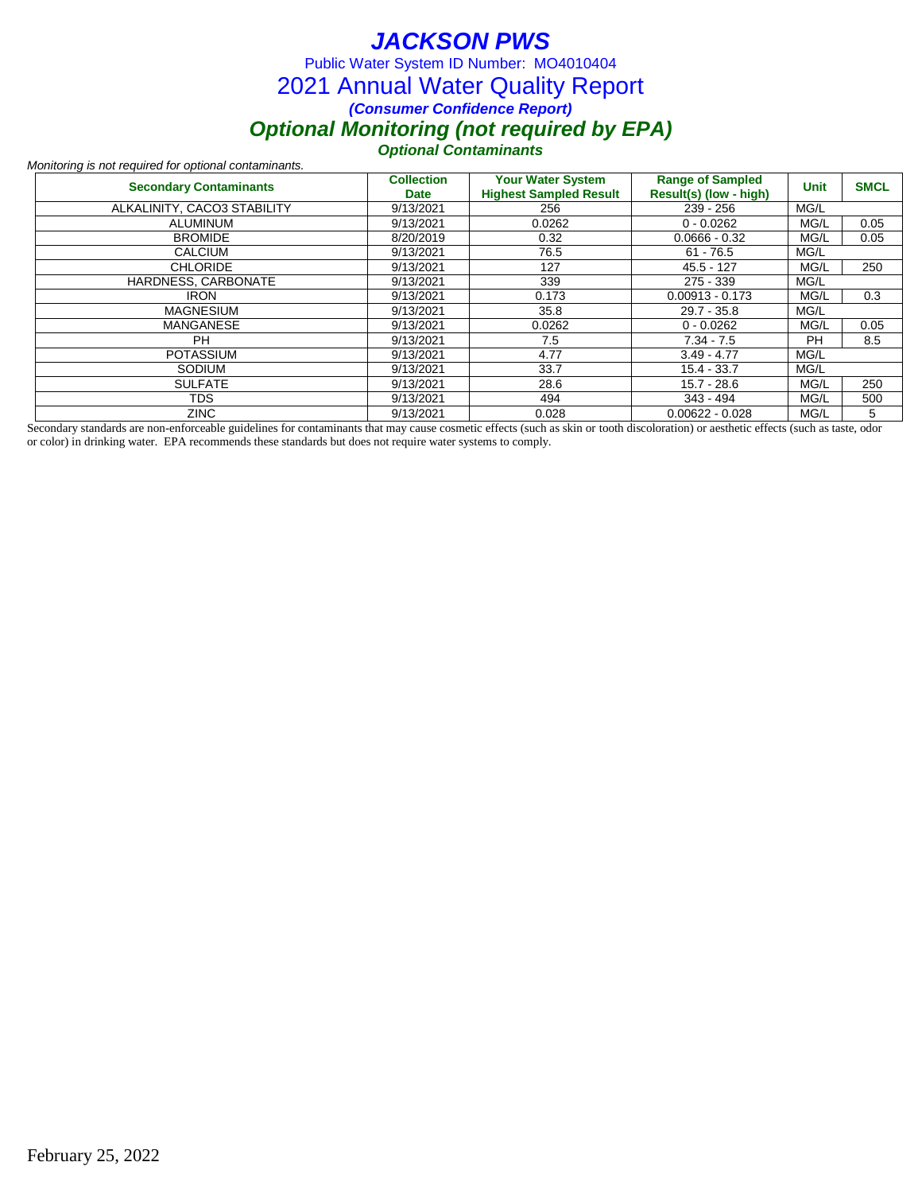# JACKSON PWS

Public Water System ID Number: MO4010404

## 2021 Annual Water Quality Report

***(Consumer Confidence Report)***

## *Optional Monitoring (not required by EPA)*

### *Optional Contaminants*

*Monitoring is not required for optional contaminants.*

| Secondary Contaminants | Collection Date | Your Water System Highest Sampled Result | Range of Sampled Result(s) (low - high) | Unit | SMCL |
|---|---|---|---|---|---|
| ALKALINITY, CACO3 STABILITY | 9/13/2021 | 256 | 239 - 256 | MG/L | |
| ALUMINUM | 9/13/2021 | 0.0262 | 0 - 0.0262 | MG/L | 0.05 |
| BROMIDE | 8/20/2019 | 0.32 | 0.0666 - 0.32 | MG/L | 0.05 |
| CALCIUM | 9/13/2021 | 76.5 | 61 - 76.5 | MG/L | |
| CHLORIDE | 9/13/2021 | 127 | 45.5 - 127 | MG/L | 250 |
| HARDNESS, CARBONATE | 9/13/2021 | 339 | 275 - 339 | MG/L | |
| IRON | 9/13/2021 | 0.173 | 0.00913 - 0.173 | MG/L | 0.3 |
| MAGNESIUM | 9/13/2021 | 35.8 | 29.7 - 35.8 | MG/L | |
| MANGANESE | 9/13/2021 | 0.0262 | 0 - 0.0262 | MG/L | 0.05 |
| PH | 9/13/2021 | 7.5 | 7.34 - 7.5 | PH | 8.5 |
| POTASSIUM | 9/13/2021 | 4.77 | 3.49 - 4.77 | MG/L | |
| SODIUM | 9/13/2021 | 33.7 | 15.4 - 33.7 | MG/L | |
| SULFATE | 9/13/2021 | 28.6 | 15.7 - 28.6 | MG/L | 250 |
| TDS | 9/13/2021 | 494 | 343 - 494 | MG/L | 500 |
| ZINC | 9/13/2021 | 0.028 | 0.00622 - 0.028 | MG/L | 5 |

Secondary standards are non-enforceable guidelines for contaminants that may cause cosmetic effects (such as skin or tooth discoloration) or aesthetic effects (such as taste, odor or color) in drinking water. EPA recommends these standards but does not require water systems to comply.

February 25, 2022